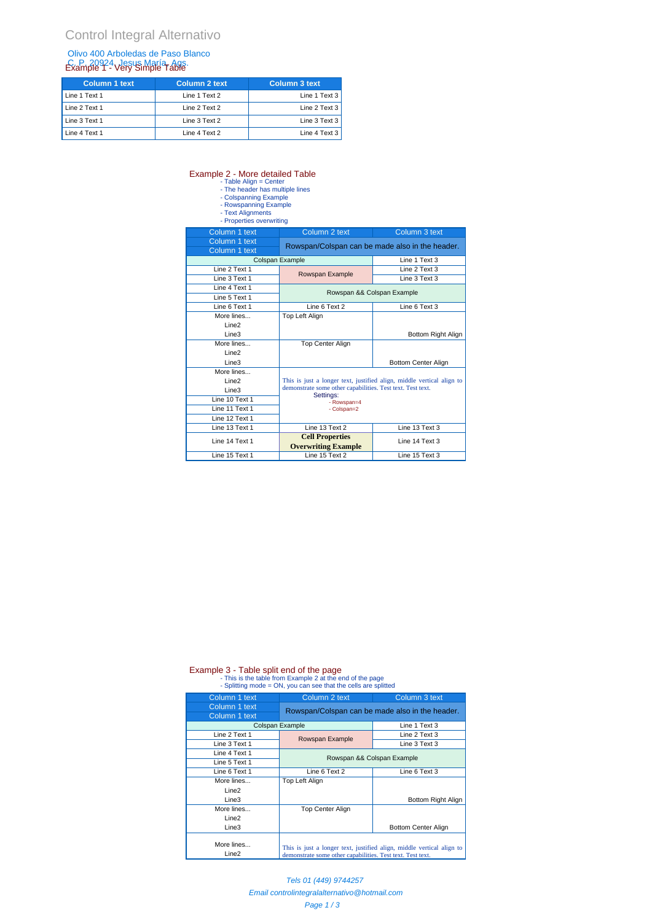Control Integral Alternativo

Olivo 400 Arboledas de Paso Blanco
C. P. 20924, Jesus María, Ags.

Example 1 - Very Simple Table

| Column 1 text | Column 2 text | Column 3 text |
|---|---|---|
| Line 1 Text 1 | Line 1 Text 2 | Line 1 Text 3 |
| Line 2 Text 1 | Line 2 Text 2 | Line 2 Text 3 |
| Line 3 Text 1 | Line 3 Text 2 | Line 3 Text 3 |
| Line 4 Text 1 | Line 4 Text 2 | Line 4 Text 3 |

Example 2 - More detailed Table

- Table Align = Center
- The header has multiple lines
- Colspanning Example
- Rowspanning Example
- Text Alignments
- Properties overwriting

| Column 1 text | Column 2 text | Column 3 text |
|---|---|---|
| Column 1 text<br>Column 1 text | Rowspan/Colspan can be made also in the header. | |
| Colspan Example | | Line 1 Text 3 |
| Line 2 Text 1 | Rowspan Example | Line 2 Text 3 |
| Line 3 Text 1 | | Line 3 Text 3 |
| Line 4 Text 1 | Rowspan && Colspan Example | |
| Line 5 Text 1 | | |
| Line 6 Text 1 | Line 6 Text 2 | Line 6 Text 3 |
| More lines...<br>Line2<br>Line3 | Top Left Align | Bottom Right Align |
| More lines...<br>Line2<br>Line3 | Top Center Align | Bottom Center Align |
| More lines...<br>Line2<br>Line3 | This is just a longer text, justified align, middle vertical align to demonstrate some other capabilities. Test text. Test text.<br>Settings:<br>- Rowspan=4<br>- Colspan=2 | |
| Line 10 Text 1 | | |
| Line 11 Text 1 | | |
| Line 12 Text 1 | | |
| Line 13 Text 1 | Line 13 Text 2 | Line 13 Text 3 |
| Line 14 Text 1 | **Cell Properties Overwriting Example** | Line 14 Text 3 |
| Line 15 Text 1 | Line 15 Text 2 | Line 15 Text 3 |

Example 3 - Table split end of the page

- This is the table from Example 2 at the end of the page
- Splitting mode = ON, you can see that the cells are splitted

| Column 1 text | Column 2 text | Column 3 text |
|---|---|---|
| Column 1 text<br>Column 1 text | Rowspan/Colspan can be made also in the header. | |
| Colspan Example | | Line 1 Text 3 |
| Line 2 Text 1 | Rowspan Example | Line 2 Text 3 |
| Line 3 Text 1 | | Line 3 Text 3 |
| Line 4 Text 1 | Rowspan && Colspan Example | |
| Line 5 Text 1 | | |
| Line 6 Text 1 | Line 6 Text 2 | Line 6 Text 3 |
| More lines...<br>Line2<br>Line3 | Top Left Align | Bottom Right Align |
| More lines...<br>Line2<br>Line3 | Top Center Align | Bottom Center Align |
| More lines...<br>Line2 | This is just a longer text, justified align, middle vertical align to demonstrate some other capabilities. Test text. Test text. | |

*Tels 01 (449) 9744257*

*Email controlintegralalternativo@hotmail.com*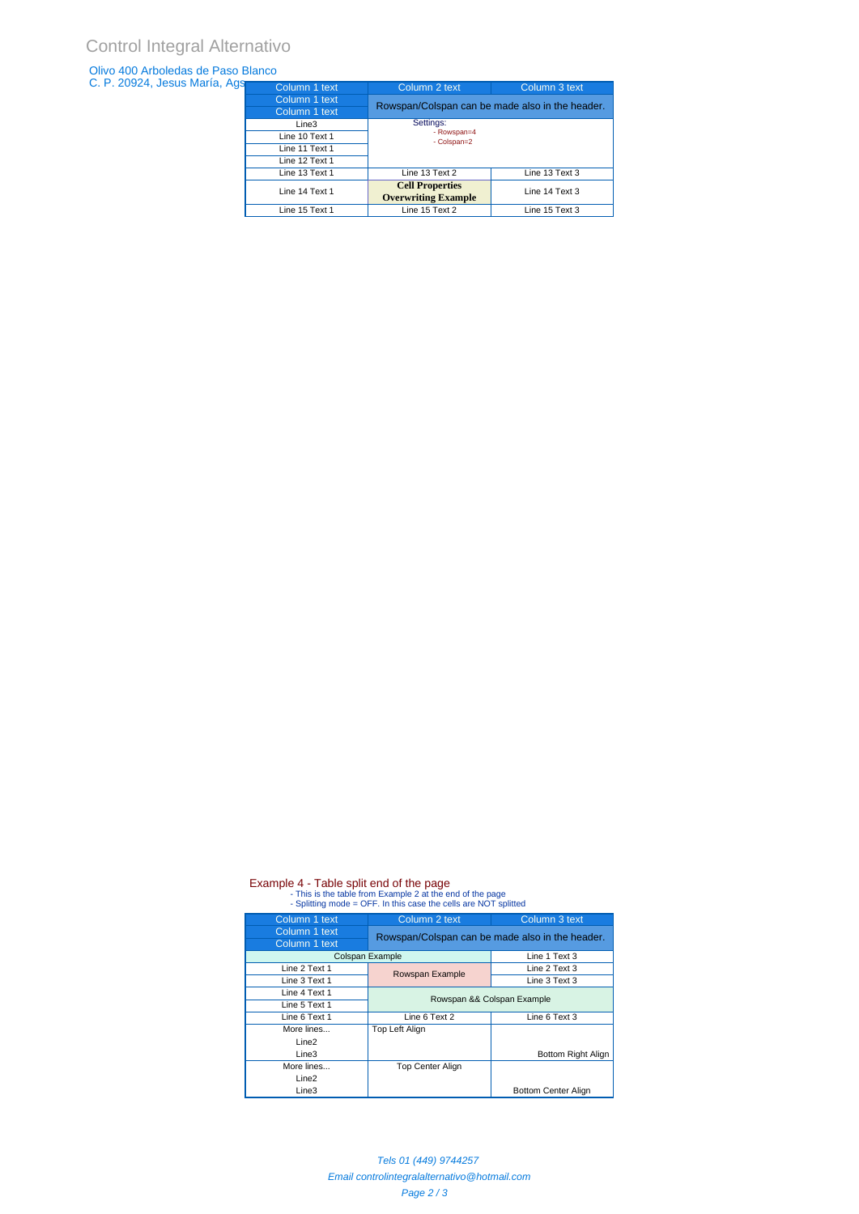| Column 1 text | Column 2 text | Column 3 text |
|---|---|---|
| Column 1 text | Rowspan/Colspan can be made also in the header. | |
| Column 1 text | | |
| Line3 | Settings:<br>- Rowspan=4<br>- Colspan=2 | |
| Line 10 Text 1 | | |
| Line 11 Text 1 | | |
| Line 12 Text 1 | | |
| Line 13 Text 1 | Line 13 Text 2 | Line 13 Text 3 |
| Line 14 Text 1 | **Cell Properties Overwriting Example** | Line 14 Text 3 |
| Line 15 Text 1 | Line 15 Text 2 | Line 15 Text 3 |

## Example 4 - Table split end of the page

- This is the table from Example 2 at the end of the page
- Splitting mode = OFF. In this case the cells are NOT splitted

| Column 1 text | Column 2 text | Column 3 text |
|---|---|---|
| Column 1 text | Rowspan/Colspan can be made also in the header. | |
| Column 1 text | | |
| Colspan Example | | Line 1 Text 3 |
| Line 2 Text 1 | Rowspan Example | Line 2 Text 3 |
| Line 3 Text 1 | | Line 3 Text 3 |
| Line 4 Text 1 | Rowspan && Colspan Example | |
| Line 5 Text 1 | | |
| Line 6 Text 1 | Line 6 Text 2 | Line 6 Text 3 |
| More lines...<br>Line2<br>Line3 | Top Left Align | Bottom Right Align |
| More lines...<br>Line2<br>Line3 | Top Center Align | Bottom Center Align |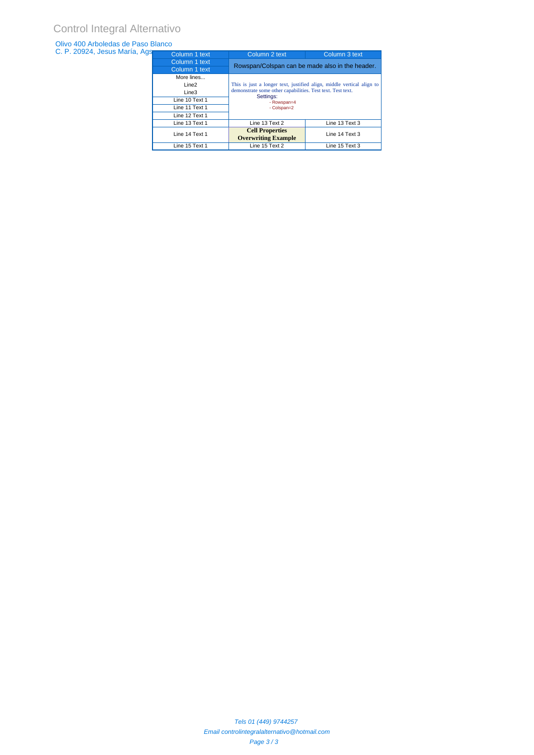Control Integral Alternativo

Olivo 400 Arboledas de Paso Blanco
C. P. 20924, Jesus María, Ags

| Column 1 text | Column 2 text | Column 3 text |
|---|---|---|
| Column 1 text<br>Column 1 text | Rowspan/Colspan can be made also in the header. | |
| More lines...<br>Line2<br>Line3 | This is just a longer text, justified align, middle vertical align to demonstrate some other capabilities. Test text. Test text.<br>Settings:<br>- Rowspan=4<br>- Colspan=2 | |
| Line 10 Text 1 | | |
| Line 11 Text 1 | | |
| Line 12 Text 1 | | |
| Line 13 Text 1 | Line 13 Text 2 | Line 13 Text 3 |
| Line 14 Text 1 | **Cell Properties Overwriting Example** | Line 14 Text 3 |
| Line 15 Text 1 | Line 15 Text 2 | Line 15 Text 3 |

*Tels 01 (449) 9744257*
*Email controlintegralalternativo@hotmail.com*